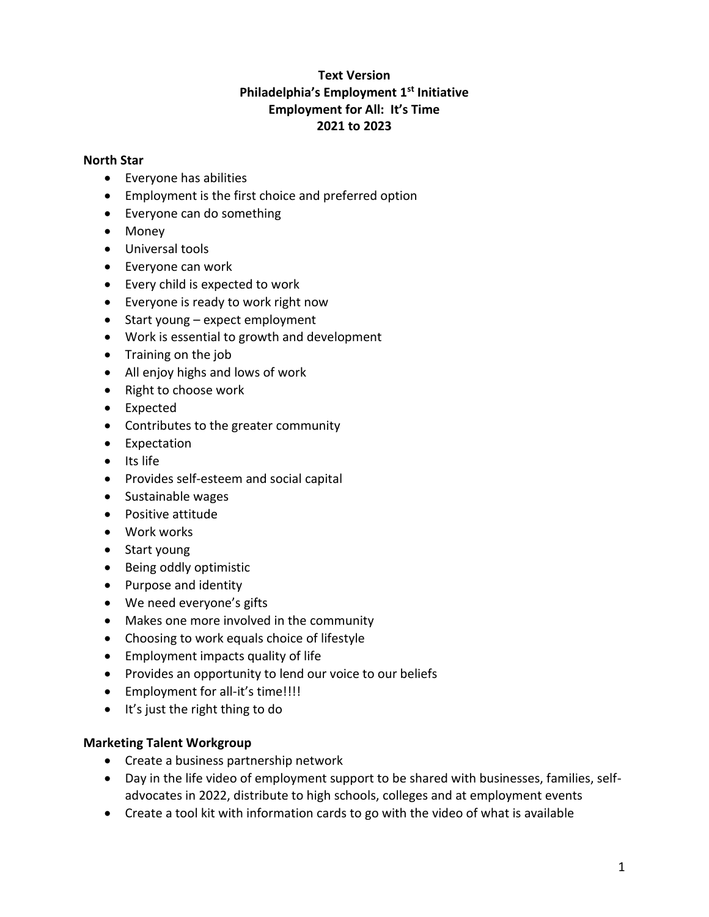**Text Version**
**Philadelphia's Employment 1st Initiative**
**Employment for All: It's Time**
**2021 to 2023**

## North Star

- Everyone has abilities
- Employment is the first choice and preferred option
- Everyone can do something
- Money
- Universal tools
- Everyone can work
- Every child is expected to work
- Everyone is ready to work right now
- Start young – expect employment
- Work is essential to growth and development
- Training on the job
- All enjoy highs and lows of work
- Right to choose work
- Expected
- Contributes to the greater community
- Expectation
- Its life
- Provides self-esteem and social capital
- Sustainable wages
- Positive attitude
- Work works
- Start young
- Being oddly optimistic
- Purpose and identity
- We need everyone's gifts
- Makes one more involved in the community
- Choosing to work equals choice of lifestyle
- Employment impacts quality of life
- Provides an opportunity to lend our voice to our beliefs
- Employment for all-it's time!!!!
- It's just the right thing to do

## Marketing Talent Workgroup

- Create a business partnership network
- Day in the life video of employment support to be shared with businesses, families, self-advocates in 2022, distribute to high schools, colleges and at employment events
- Create a tool kit with information cards to go with the video of what is available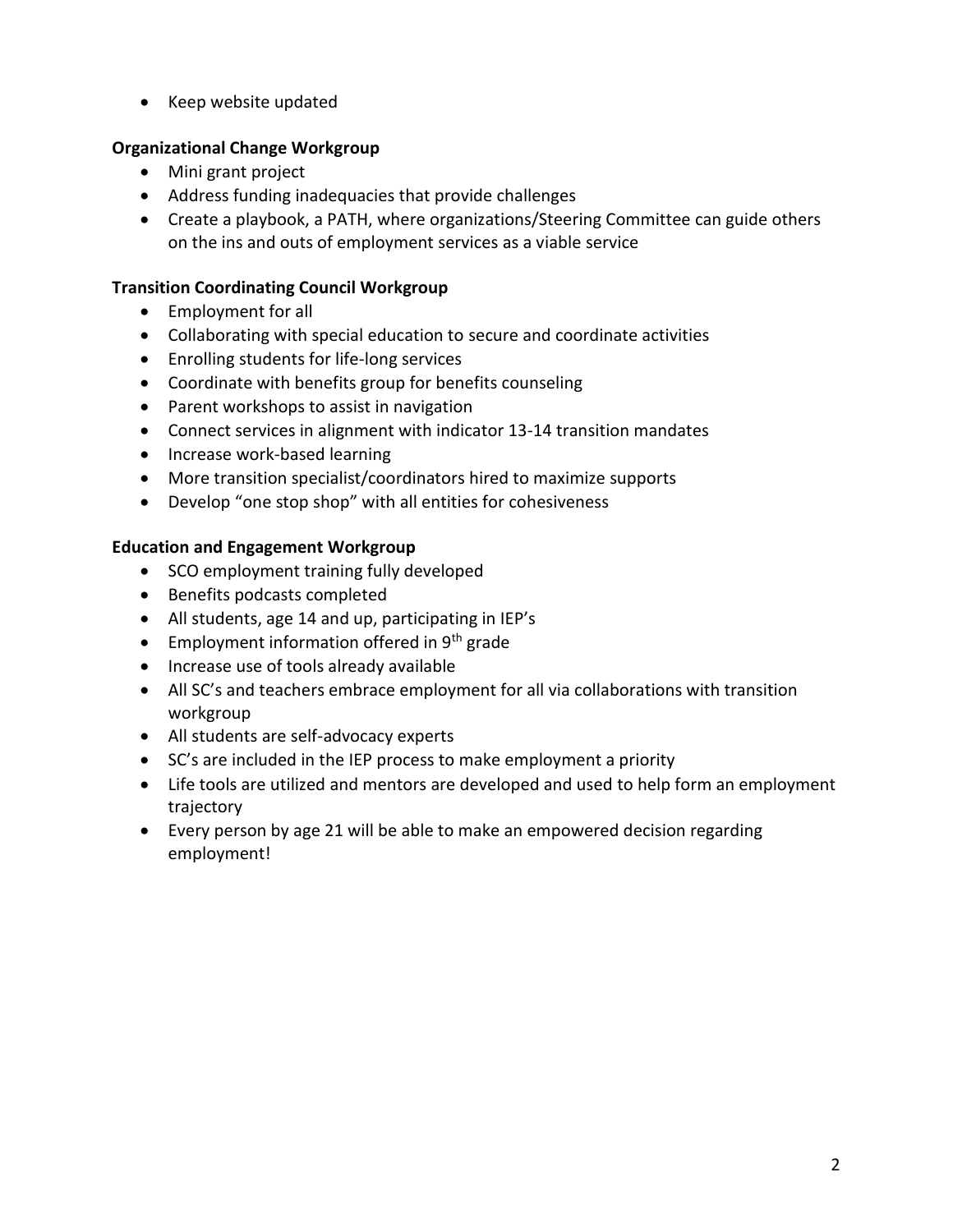- Keep website updated

**Organizational Change Workgroup**

- Mini grant project
- Address funding inadequacies that provide challenges
- Create a playbook, a PATH, where organizations/Steering Committee can guide others on the ins and outs of employment services as a viable service

**Transition Coordinating Council Workgroup**

- Employment for all
- Collaborating with special education to secure and coordinate activities
- Enrolling students for life-long services
- Coordinate with benefits group for benefits counseling
- Parent workshops to assist in navigation
- Connect services in alignment with indicator 13-14 transition mandates
- Increase work-based learning
- More transition specialist/coordinators hired to maximize supports
- Develop "one stop shop" with all entities for cohesiveness

**Education and Engagement Workgroup**

- SCO employment training fully developed
- Benefits podcasts completed
- All students, age 14 and up, participating in IEP's
- Employment information offered in 9th grade
- Increase use of tools already available
- All SC's and teachers embrace employment for all via collaborations with transition workgroup
- All students are self-advocacy experts
- SC's are included in the IEP process to make employment a priority
- Life tools are utilized and mentors are developed and used to help form an employment trajectory
- Every person by age 21 will be able to make an empowered decision regarding employment!